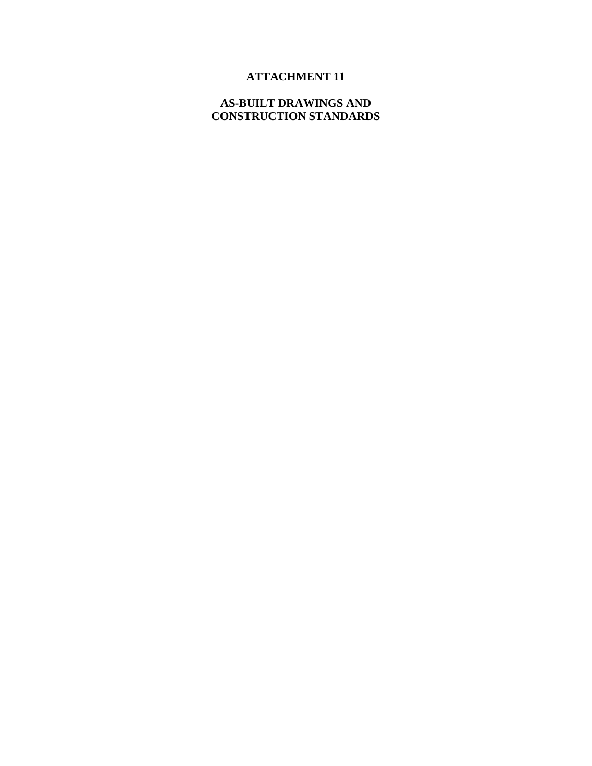# ATTACHMENT 11

## AS-BUILT DRAWINGS AND CONSTRUCTION STANDARDS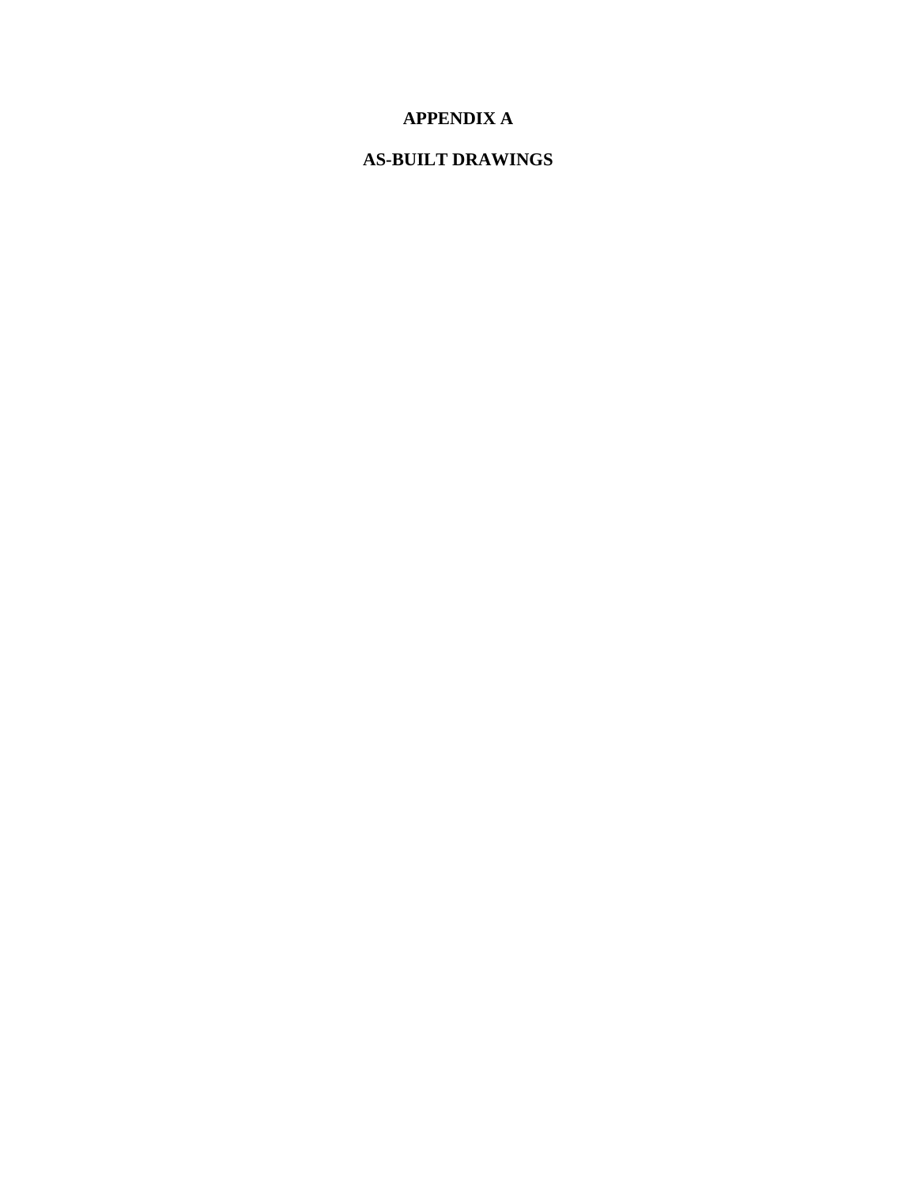# APPENDIX A

# AS-BUILT DRAWINGS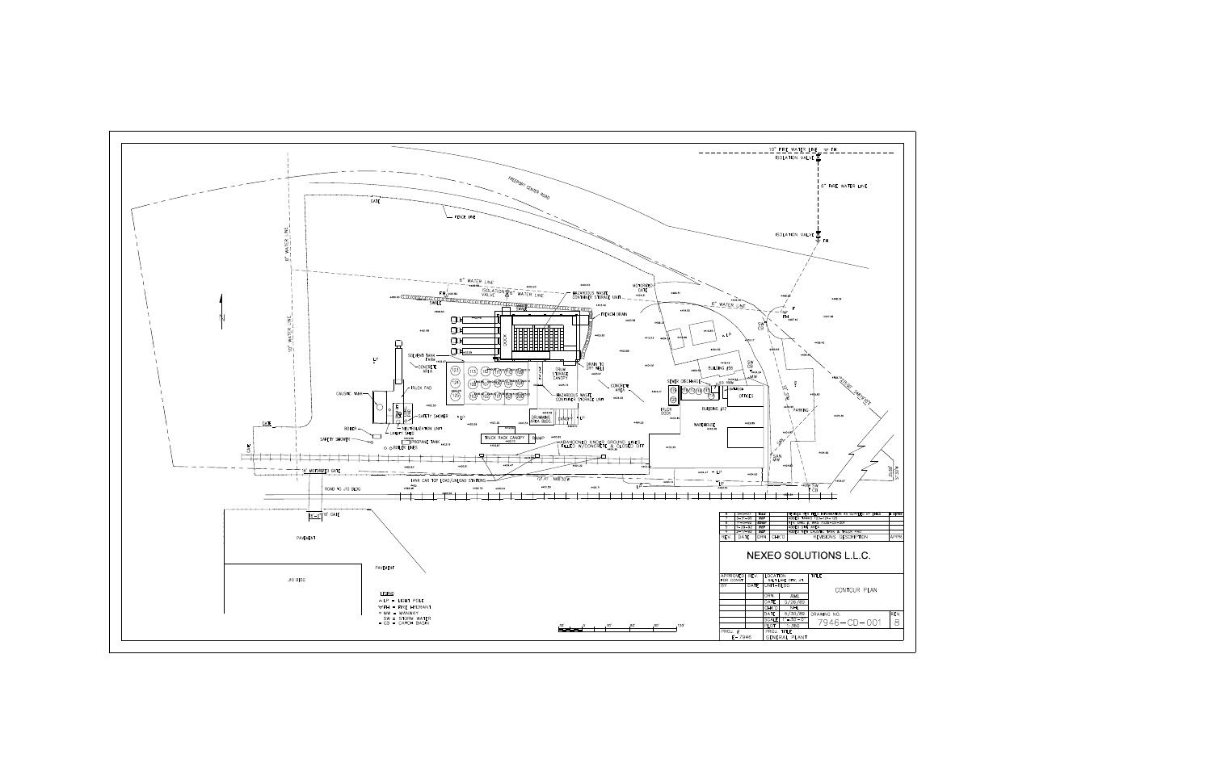| REV | DATE | DRN | CHK'D | REVISIONS DESCRIPTION | APPR |
|---|---|---|---|---|---|
| 8 | | | | | |
| 7 | | | | | |
| 6 | 11-13-03 | RWP | | | |
| 5 | 11-15-02 | RWP | | | |
| 4 | 03-14-00 | RWP | | | |

# NEXEO SOLUTIONS L.L.C.

| APPROVED FOR CONST. | REV. | LOCATION | TITLE |
|---|---|---|---|
| BY | DATE | UNIT-BLDG | CONTOUR PLAN |
| | | DRN AML | |
| | | DATE 5/26/89 | |
| | | CHK'D NML | |
| | | DATE 5/30/89 | DRAWING NO. 7946-CD-001 |
| | | SCALE 1" = 60'-0" | REV. 8 |
| | | PLOT 360 | |
| PROJ. # E-7946 | | PROJ. TITLE GENERAL PLANT | |

**LEGEND**

- LP = LIGHT POLE
- FH = FIRE HYDRANT
- MW = MANWAY
- SW = STORM WATER
- CB = CATCH BASIN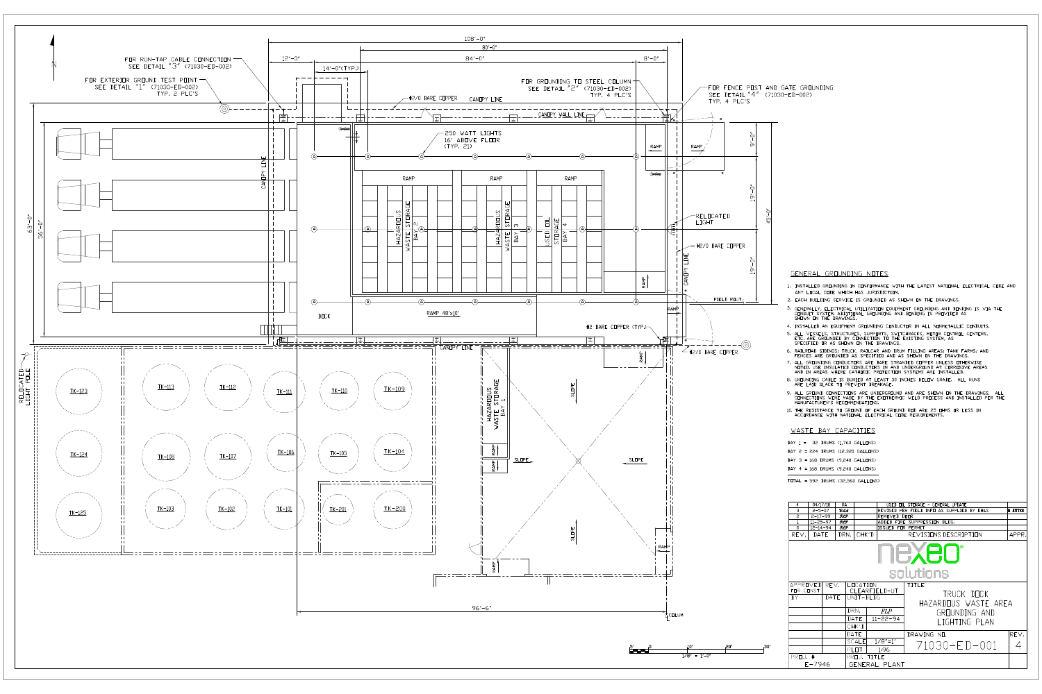## GENERAL GROUNDING NOTES

1. INSTALLED GROUNDING IN CONFORMANCE WITH THE LATEST NATIONAL ELECTRICAL CODE AND ANY LOCAL CODE WHICH HAS JURISDICTION.
2. EACH BUILDING SERVICE IS GROUNDED AS SHOWN ON THE DRAWINGS.
3. GENERALLY, ELECTRICAL UTILIZATION EQUIPMENT GROUNDING AND BONDING IS VIA THE CONDUIT SYSTEM. ADDITIONAL GROUNDING AND BONDING IS PROVIDED AS SHOWN ON THE DRAWINGS.
4. INSTALLED AN EQUIPMENT GROUNDING CONDUCTOR IN ALL NONMETALLIC CONDUITS.
5. ALL VESSELS, STRUCTURES, SUPPORTS, SWITCHRACKS, MOTOR CONTROL CENTERS, ETC. ARE GROUNDED BY CONNECTION TO THE EXISTING SYSTEM, AS SPECIFIED OR AS SHOWN ON THE DRAWINGS.
6. RAILROAD SIDINGS, TRUCK, RAILCAR AND DRUM FILLING AREAS, TANK FARMS, AND FENCES ARE GROUNDED AS SPECIFIED AND AS SHOWN ON THE DRAWINGS.
7. ALL GROUNDING CONDUCTORS ARE BARE STRANDED COPPER UNLESS OTHERWISE NOTED. USE INSULATED CONDUCTORS IN AND UNDERGROUND AT CORROSIVE AREAS AND IN AREAS WHERE CATHODIC PROTECTION SYSTEMS ARE INSTALLED.
8. GROUNDING CABLE IS BURIED AT LEAST 30 INCHES BELOW GRADE. ALL RUNS ARE LAID SLACK TO PREVENT BREAKAGE.
9. ALL GROUND CONNECTIONS ARE UNDERGROUND AND ARE SHOWN ON THE DRAWINGS. ALL CONNECTIONS WERE MADE BY THE EXOTHERMIC WELD PROCESS AND INSTALLED PER THE MANUFACTURER'S RECOMMENDATIONS.
10. THE RESISTANCE TO GROUND OF EACH GROUND ROD ARE 25 OHMS OR LESS IN ACCORDANCE WITH NATIONAL ELECTRICAL CODE REQUIREMENTS.

## WASTE BAY CAPACITIES

BAY 1 = 32 DRUMS (1,760 GALLONS)
BAY 2 = 224 DRUMS (12,320 GALLONS)
BAY 3 = 168 DRUMS (9,240 GALLONS)
BAY 4 = 168 DRUMS (9,240 GALLONS)

TOTAL = 592 DRUMS (32,560 GALLONS)

FOR RUN-TAP CABLE CONNECTION SEE DETAIL "3" (71030-ED-002)

FOR EXTERIOR GROUND TEST POINT SEE DETAIL "1" (71030-ED-002) TYP. 2 PLC'S

FOR GROUNDING TO STEEL COLUMN SEE DETAIL "2" (71030-ED-002) TYP. 4 PLC'S

FOR FENCE POST AND GATE GROUNDING SEE DETAIL "4" (71030-ED-002) TYP. 4 PLC'S

250 WATT LIGHTS 16' ABOVE FLOOR (TYP. 21)

#2/0 BARE COPPER — CANOPY LINE — CANOPY WALL LINE — RELOCATED LIGHT — #2 BARE COPPER (TYP.) — FIELD ROUT — RELOCATED LIGHT POLE — DOCK — RAMP 48'x10'

HAZARDOUS WASTE STORAGE BAY 2 — HAZARDOUS WASTE STORAGE BAY 3 — USED OIL STORAGE BAY 4 — HAZARDOUS WASTE STORAGE BAY 1

TK-123, TK-124, TK-125, TK-113, TK-112, TK-111, TK-110, TK-109, TK-108, TK-107, TK-106, TK-105, TK-104, TK-103, TK-102, TK-101, TK-201, TK-200

108'-0" — 80'-0" — 84'-0" — 12'-0" — 14'-0"(TYP.) — 8'-0" — 63'-0" — 56'-0" — 9'-0" — 19'-0" — 19'-0" — 45'-0" — 96'-6"

1/8" = 1'-0"

| REV. | DATE | DRN. | CHK'D | REVISIONS DESCRIPTION | APPR. |
|---|---|---|---|---|---|
| 4 | 04/17/18 | RA | | USED OIL STORAGE - GENERAL UPDATE | |
| 3 | 2-5-07 | | | REVISED PER FIELD INFO AS SUPPLIED BY EH&S | |
| 2 | 2-17-99 | | | REMOVED DOCK | |
| 1 | 11-25-97 | | | ADDED FIRE SUPPRESSION BLDG. | |
| 0 | 12-14-94 | | | ISSUED FOR PERMIT | |

nexeo solutions

| | |
|---|---|
| LOCATION | CLEARFIELD-UT |
| UNIT-BLDG | |
| DRN. | FLP |
| DATE | 11-22-94 |
| SCALE | 1/8"=1' |
| PLOT | 1:96 |
| TITLE | TRUCK DOCK HAZARDOUS WASTE AREA GROUNDING AND LIGHTING PLAN |
| DRAWING NO. | 71030-ED-001 |
| REV. | 4 |
| PROJ. # | E-7946 |
| PROJ. TITLE | GENERAL PLANT |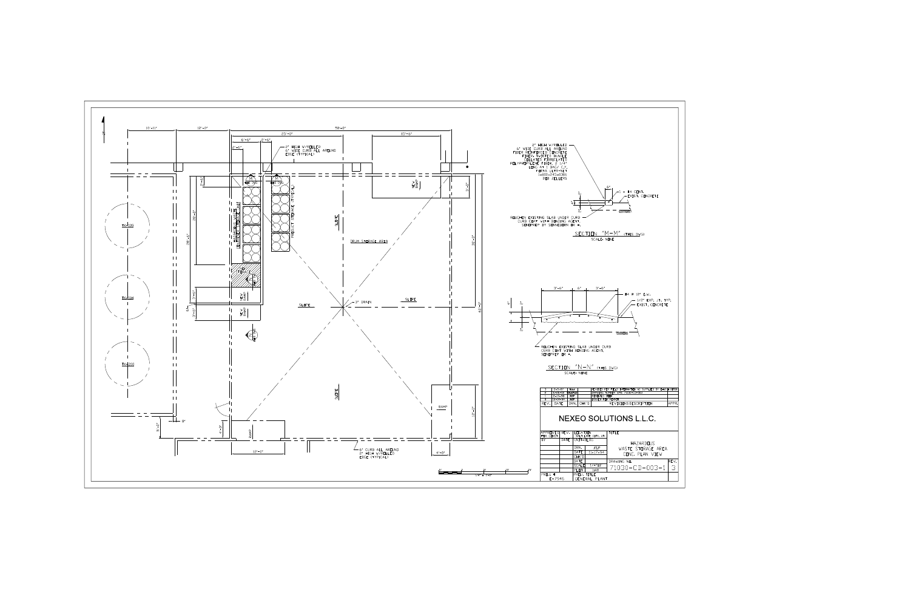# NEXEO SOLUTIONS L.L.C.

**HAZARDOUS WASTE STORAGE AREA CONC. PLAN VIEW**

DRAWING NO. 71030-CD-003-1 REV. 3

PROJ. # E-7946

PROJ. TITLE: GENERAL PLANT

DRN. FLP — DATE 11-17-94 — SCALE 1/4"=1'

| REV. | DATE | DRN. | CHK'D | REVISIONS DESCRIPTION | APPR. |
|---|---|---|---|---|---|
| 3 | | | | REVISED PER FIELD INFORMATION AS SUPPLIED BY | |
| 2 | | | | | |
| 1 | | | | REVISED | |
| 0 | | | | ISSUED FOR CONST. | |

## Plan notes

- 8" HIGH W/ROLLED 6" WIDE CURB ALL AROUND EDGE (TYPICAL)
- 6" CURB ALL AROUND 8" HIGH W/ROLLED EDGE (TYPICAL)
- DRUM STORAGE AREA
- PRODUCT STORAGE (TYPICAL)
- 3" DRAIN
- SLOPE
- RAMP
- NEW RAMP
- TK-4109
- TK-4104
- TK-4200

Dimensions: 10'-10", 12'-0", 25'-0", 50'-0", 15'-6", 6'-6", 8'-6", 28'-6", 63'-0", 12'-0", 4'-0"

## SECTION "M-M" (THIS DWG)

SCALE: NONE

- 8" HIGH W/ROLLED 6" WIDE CURB ALL AROUND FIBER REINFORCED CONCRETE FIBER: TWISTED BUNDLE COLLATED FIBRILLATED POLYPROPYLENE FIBER, 2 1/4" LONG AT 1 BAG/ C.Y. FORTA ULTRA-NET 1-800-245-0306 FOR PELLEKS
- 1 - #4 CONT.
- EXIST. CONCRETE
- ROUGHEN EXISTING SLAB UNDER CURB. CURB COAT WITH BONDING AGENT. SIKADUR BY SONNEBORN OR =.

## SECTION "N-N" (THIS DWG)

SCALE: NONE

- 3'-6", 6", 3'-6"
- #4 @ 12" E.W.
- 1/2" EXP. JT. TYP.
- EXIST. CONCRETE
- ROUGHEN EXISTING SLAB UNDER CURB. CURB COAT WITH BONDING AGENT. SIKADUR OR =.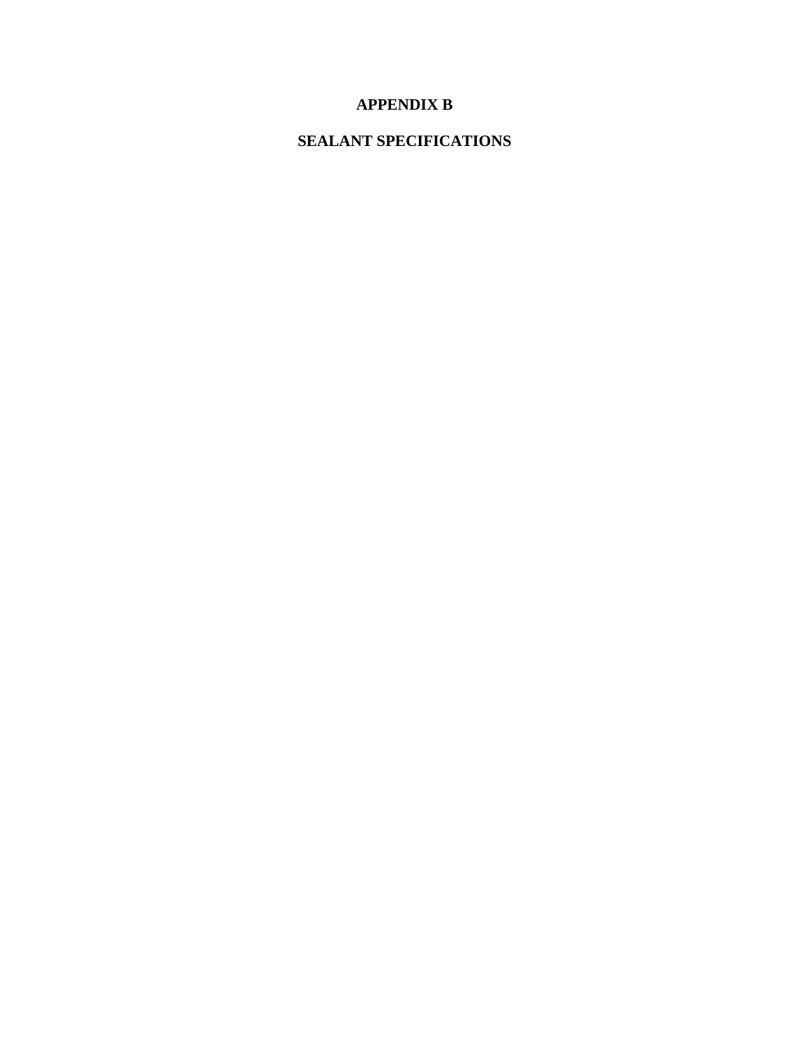# APPENDIX B

# SEALANT SPECIFICATIONS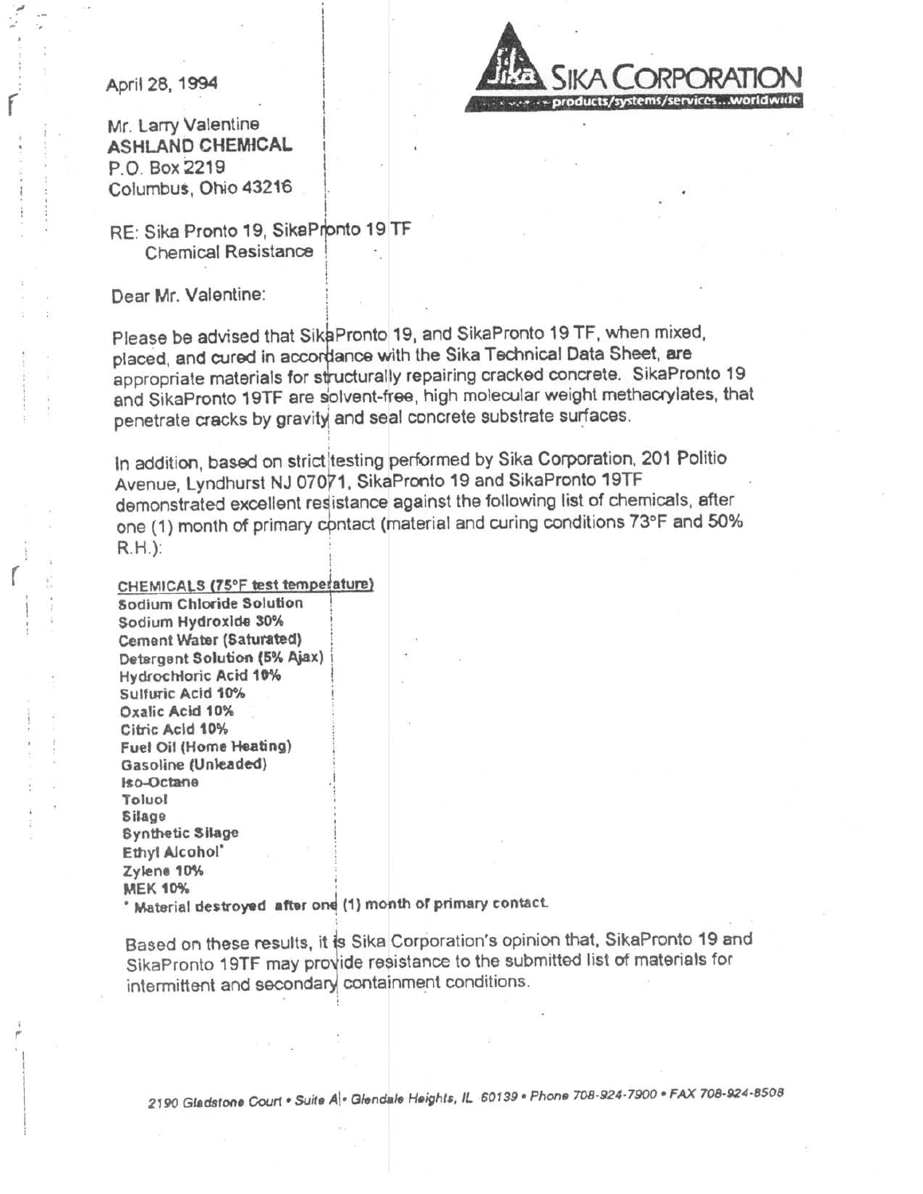**SIKA CORPORATION**
products/systems/services...worldwide

April 28, 1994

Mr. Larry Valentine
**ASHLAND CHEMICAL**
P.O. Box 2219
Columbus, Ohio 43216

RE: Sika Pronto 19, SikaPronto 19 TF
Chemical Resistance

Dear Mr. Valentine:

Please be advised that SikaPronto 19, and SikaPronto 19 TF, when mixed, placed, and cured in accordance with the Sika Technical Data Sheet, are appropriate materials for structurally repairing cracked concrete. SikaPronto 19 and SikaPronto 19TF are solvent-free, high molecular weight methacrylates, that penetrate cracks by gravity and seal concrete substrate surfaces.

In addition, based on strict testing performed by Sika Corporation, 201 Politio Avenue, Lyndhurst NJ 07071, SikaPronto 19 and SikaPronto 19TF demonstrated excellent resistance against the following list of chemicals, after one (1) month of primary contact (material and curing conditions 73°F and 50% R.H.):

**CHEMICALS (75°F test temperature)**

**Sodium Chloride Solution**
**Sodium Hydroxide 30%**
**Cement Water (Saturated)**
**Detergent Solution (5% Ajax)**
**Hydrochloric Acid 10%**
**Sulfuric Acid 10%**
**Oxalic Acid 10%**
**Citric Acid 10%**
**Fuel Oil (Home Heating)**
**Gasoline (Unleaded)**
**Iso-Octane**
**Toluol**
**Silage**
**Synthetic Silage**
**Ethyl Alcohol***
**Zylene 10%**
**MEK 10%**

* **Material destroyed after one (1) month of primary contact.**

Based on these results, it is Sika Corporation's opinion that, SikaPronto 19 and SikaPronto 19TF may provide resistance to the submitted list of materials for intermittent and secondary containment conditions.

*2190 Gladstone Court • Suite A • Glendale Heights, IL 60139 • Phone 708-924-7900 • FAX 708-924-8508*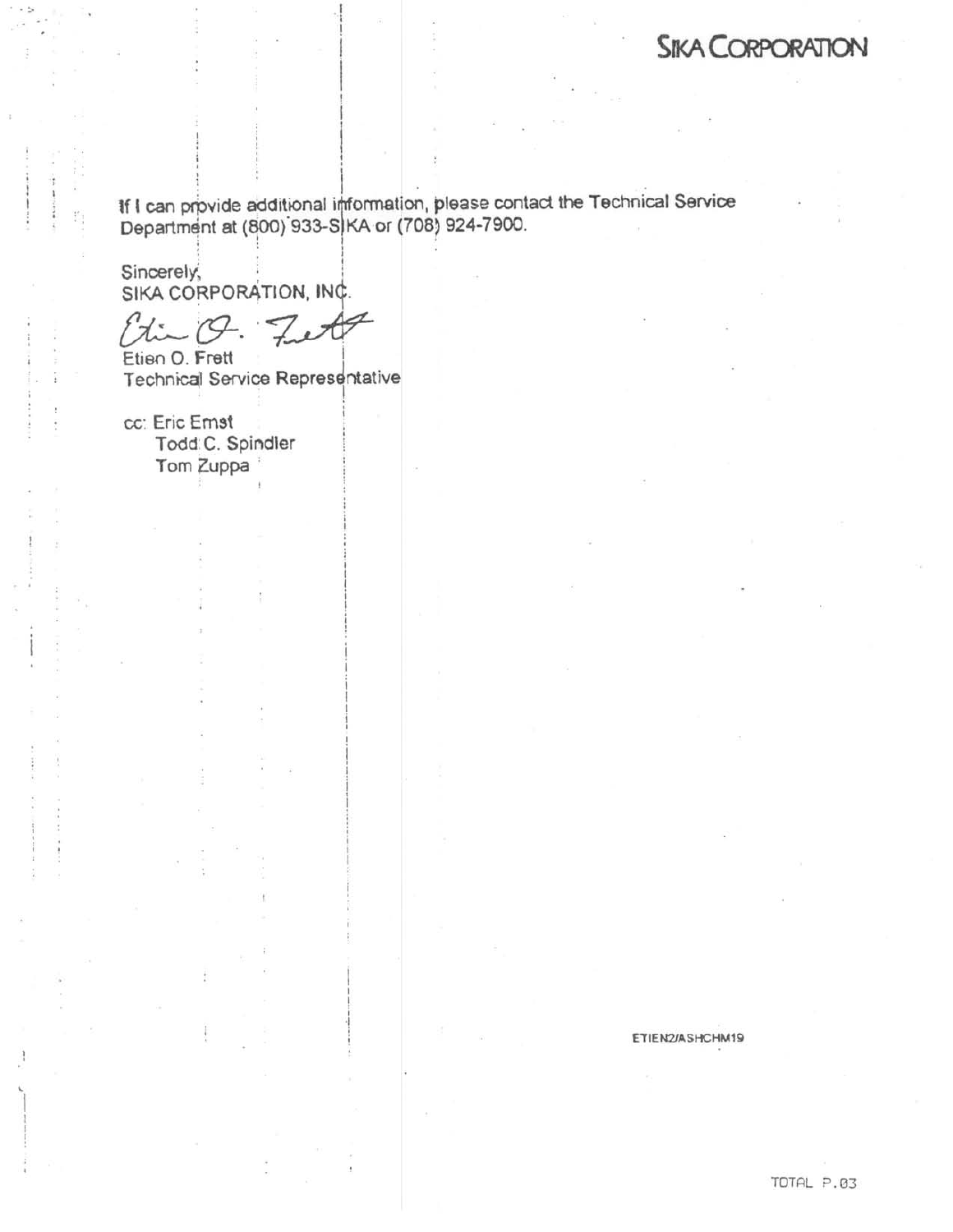**SIKA CORPORATION**

If I can provide additional information, please contact the Technical Service Department at (800) 933-SIKA or (708) 924-7900.

Sincerely,
SIKA CORPORATION, INC.

Etien O. Frett
Technical Service Representative

cc: Eric Emst
Todd C. Spindler
Tom Zuppa

ETIEN2/ASHCHM19

TOTAL P.03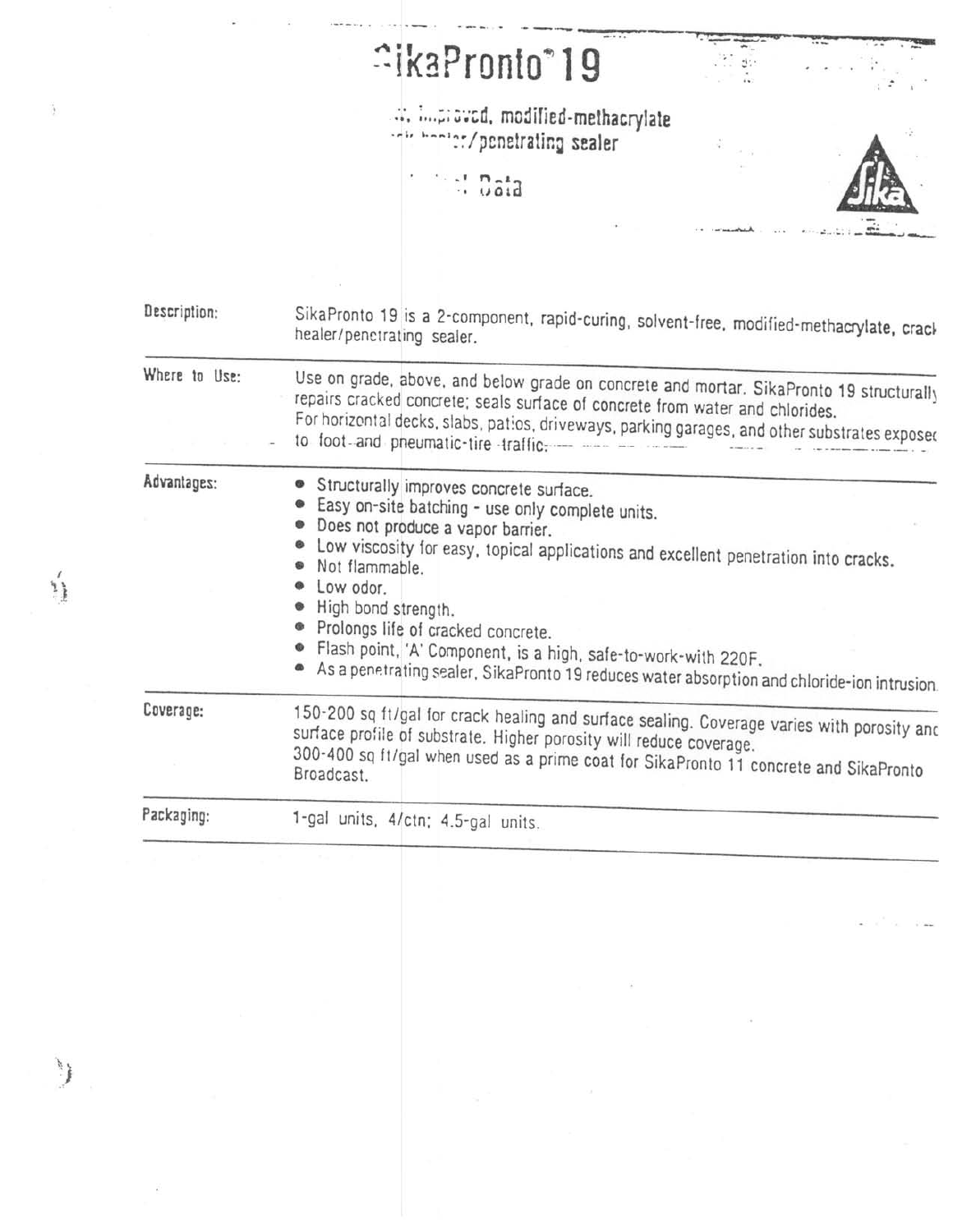# SikaPronto® 19

**..., Improved, modified-methacrylate crack healer/penetrating sealer**

**... Data**

| | |
|---|---|
| **Description:** | SikaPronto 19 is a 2-component, rapid-curing, solvent-free, modified-methacrylate, crack healer/penetrating sealer. |
| **Where to Use:** | Use on grade, above, and below grade on concrete and mortar. SikaPronto 19 structurally repairs cracked concrete; seals surface of concrete from water and chlorides. For horizontal decks, slabs, patios, driveways, parking garages, and other substrates exposed to foot and pneumatic-tire traffic. |
| **Advantages:** | • Structurally improves concrete surface.<br>• Easy on-site batching - use only complete units.<br>• Does not produce a vapor barrier.<br>• Low viscosity for easy, topical applications and excellent penetration into cracks.<br>• Not flammable.<br>• Low odor.<br>• High bond strength.<br>• Prolongs life of cracked concrete.<br>• Flash point, 'A' Component, is a high, safe-to-work-with 220F.<br>• As a penetrating sealer, SikaPronto 19 reduces water absorption and chloride-ion intrusion. |
| **Coverage:** | 150-200 sq ft/gal for crack healing and surface sealing. Coverage varies with porosity and surface profile of substrate. Higher porosity will reduce coverage.<br>300-400 sq ft/gal when used as a prime coat for SikaPronto 11 concrete and SikaPronto Broadcast. |
| **Packaging:** | 1-gal units, 4/ctn; 4.5-gal units. |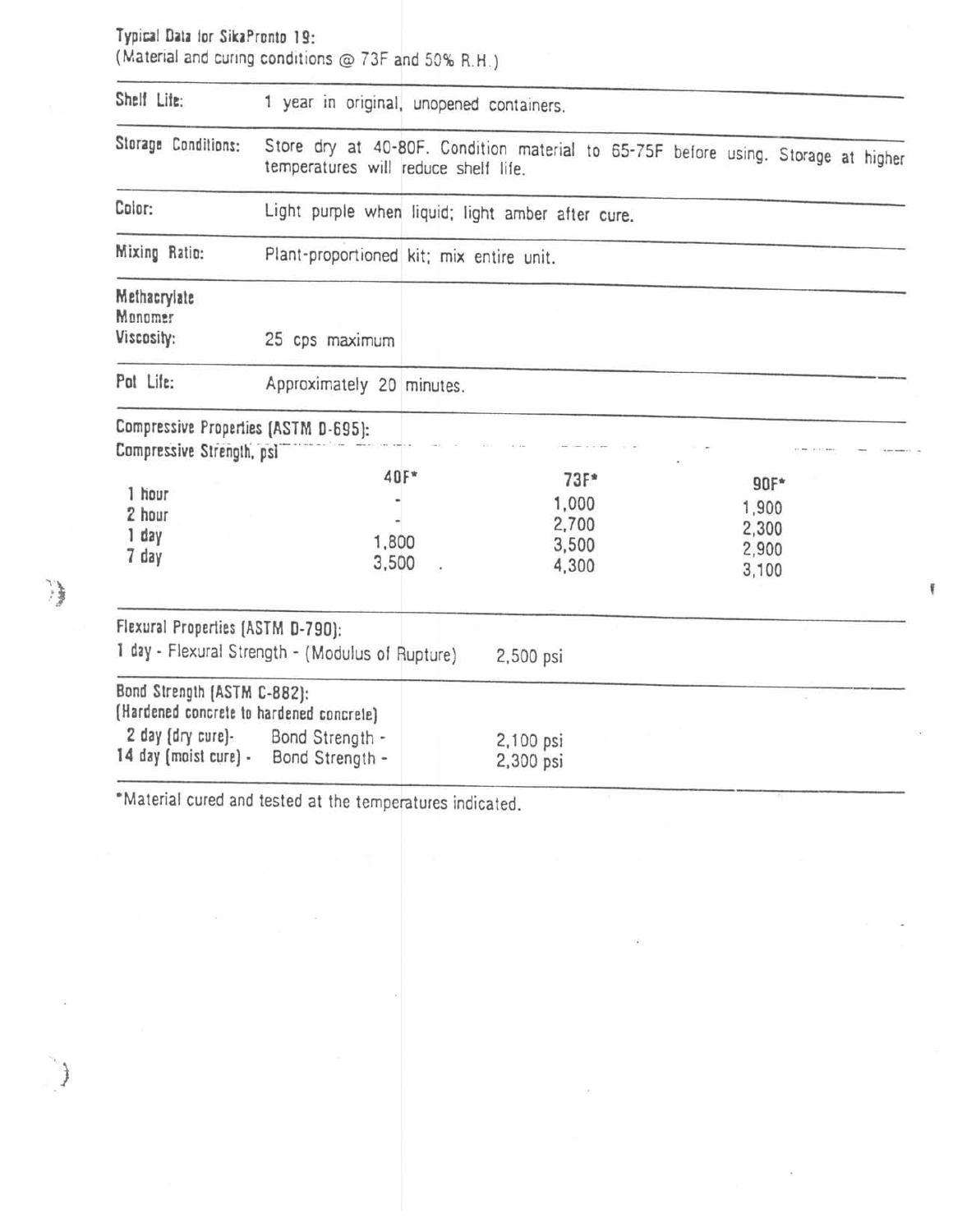Typical Data for SikaPronto 19:
(Material and curing conditions @ 73F and 50% R.H.)

| | |
|---|---|
| **Shelf Life:** | 1 year in original, unopened containers. |
| **Storage Conditions:** | Store dry at 40-80F. Condition material to 65-75F before using. Storage at higher temperatures will reduce shelf life. |
| **Color:** | Light purple when liquid; light amber after cure. |
| **Mixing Ratio:** | Plant-proportioned kit; mix entire unit. |
| **Methacrylate Monomer Viscosity:** | 25 cps maximum |
| **Pot Life:** | Approximately 20 minutes. |

**Compressive Properties (ASTM D-695):**
**Compressive Strength, psi**

| | 40F* | 73F* | 90F* |
|---|---|---|---|
| 1 hour | - | 1,000 | 1,900 |
| 2 hour | - | 2,700 | 2,300 |
| 1 day | 1,800 | 3,500 | 2,900 |
| 7 day | 3,500 | 4,300 | 3,100 |

**Flexural Properties (ASTM D-790):**
1 day - Flexural Strength - (Modulus of Rupture) 2,500 psi

**Bond Strength (ASTM C-882):**
**(Hardened concrete to hardened concrete)**

| | | |
|---|---|---|
| 2 day (dry cure)- | Bond Strength - | 2,100 psi |
| 14 day (moist cure) - | Bond Strength - | 2,300 psi |

*Material cured and tested at the temperatures indicated.